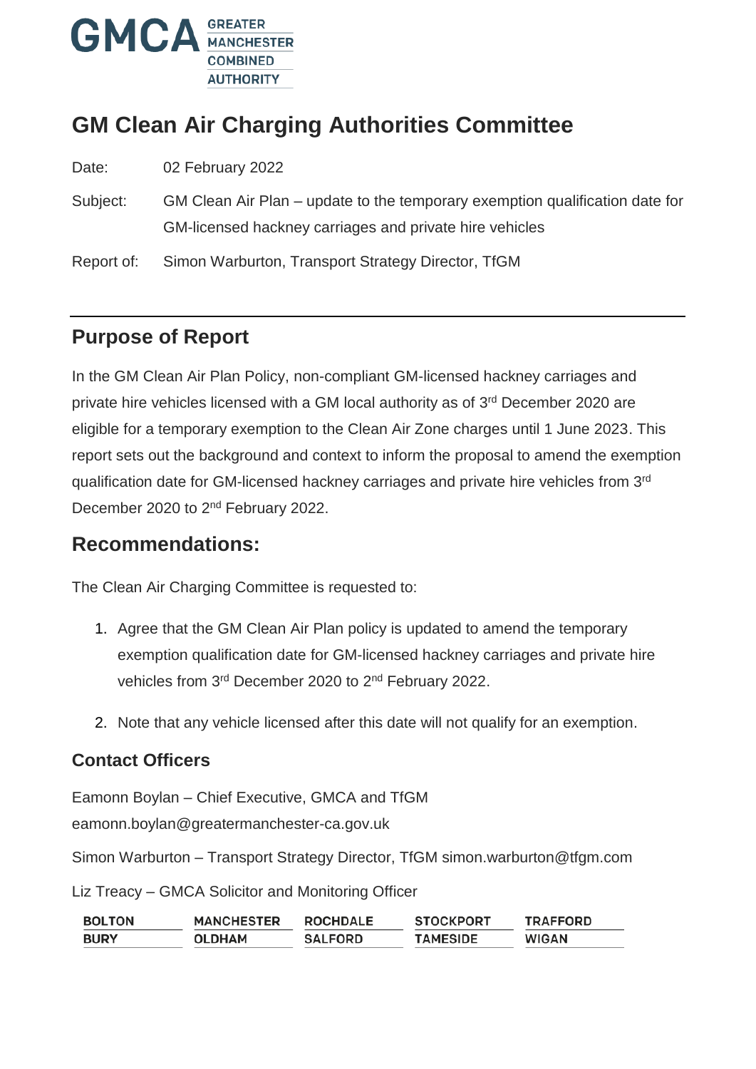GMCA GREATER MANCHESTER COMBINED AUTHORITY

# GM Clean Air Charging Authorities Committee

Date: 02 February 2022

Subject: GM Clean Air Plan – update to the temporary exemption qualification date for GM-licensed hackney carriages and private hire vehicles

Report of: Simon Warburton, Transport Strategy Director, TfGM

## Purpose of Report

In the GM Clean Air Plan Policy, non-compliant GM-licensed hackney carriages and private hire vehicles licensed with a GM local authority as of 3rd December 2020 are eligible for a temporary exemption to the Clean Air Zone charges until 1 June 2023. This report sets out the background and context to inform the proposal to amend the exemption qualification date for GM-licensed hackney carriages and private hire vehicles from 3rd December 2020 to 2nd February 2022.

## Recommendations:

The Clean Air Charging Committee is requested to:

1. Agree that the GM Clean Air Plan policy is updated to amend the temporary exemption qualification date for GM-licensed hackney carriages and private hire vehicles from 3rd December 2020 to 2nd February 2022.

2. Note that any vehicle licensed after this date will not qualify for an exemption.

### Contact Officers

Eamonn Boylan – Chief Executive, GMCA and TfGM
eamonn.boylan@greatermanchester-ca.gov.uk

Simon Warburton – Transport Strategy Director, TfGM simon.warburton@tfgm.com

Liz Treacy – GMCA Solicitor and Monitoring Officer

| BOLTON | MANCHESTER | ROCHDALE | STOCKPORT | TRAFFORD |
|---|---|---|---|---|
| BURY | OLDHAM | SALFORD | TAMESIDE | WIGAN |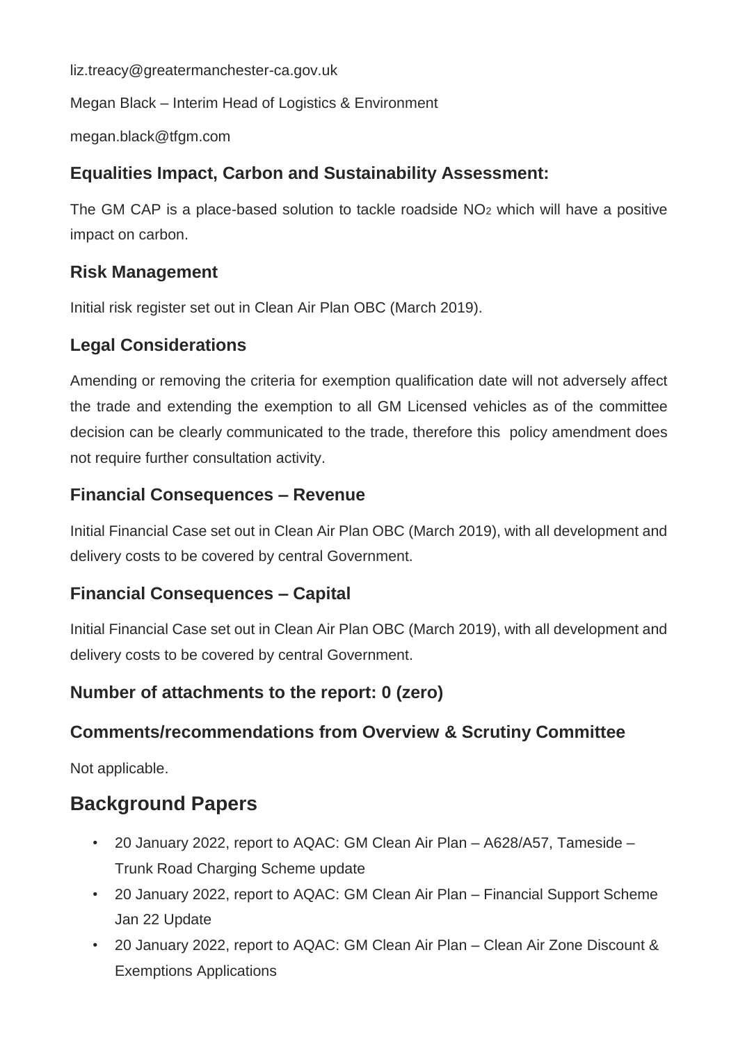liz.treacy@greatermanchester-ca.gov.uk

Megan Black – Interim Head of Logistics & Environment

megan.black@tfgm.com

### Equalities Impact, Carbon and Sustainability Assessment:

The GM CAP is a place-based solution to tackle roadside $NO_2$ which will have a positive impact on carbon.

### Risk Management

Initial risk register set out in Clean Air Plan OBC (March 2019).

### Legal Considerations

Amending or removing the criteria for exemption qualification date will not adversely affect the trade and extending the exemption to all GM Licensed vehicles as of the committee decision can be clearly communicated to the trade, therefore this policy amendment does not require further consultation activity.

### Financial Consequences – Revenue

Initial Financial Case set out in Clean Air Plan OBC (March 2019), with all development and delivery costs to be covered by central Government.

### Financial Consequences – Capital

Initial Financial Case set out in Clean Air Plan OBC (March 2019), with all development and delivery costs to be covered by central Government.

### Number of attachments to the report: 0 (zero)

### Comments/recommendations from Overview & Scrutiny Committee

Not applicable.

## Background Papers

- 20 January 2022, report to AQAC: GM Clean Air Plan – A628/A57, Tameside – Trunk Road Charging Scheme update
- 20 January 2022, report to AQAC: GM Clean Air Plan – Financial Support Scheme Jan 22 Update
- 20 January 2022, report to AQAC: GM Clean Air Plan – Clean Air Zone Discount & Exemptions Applications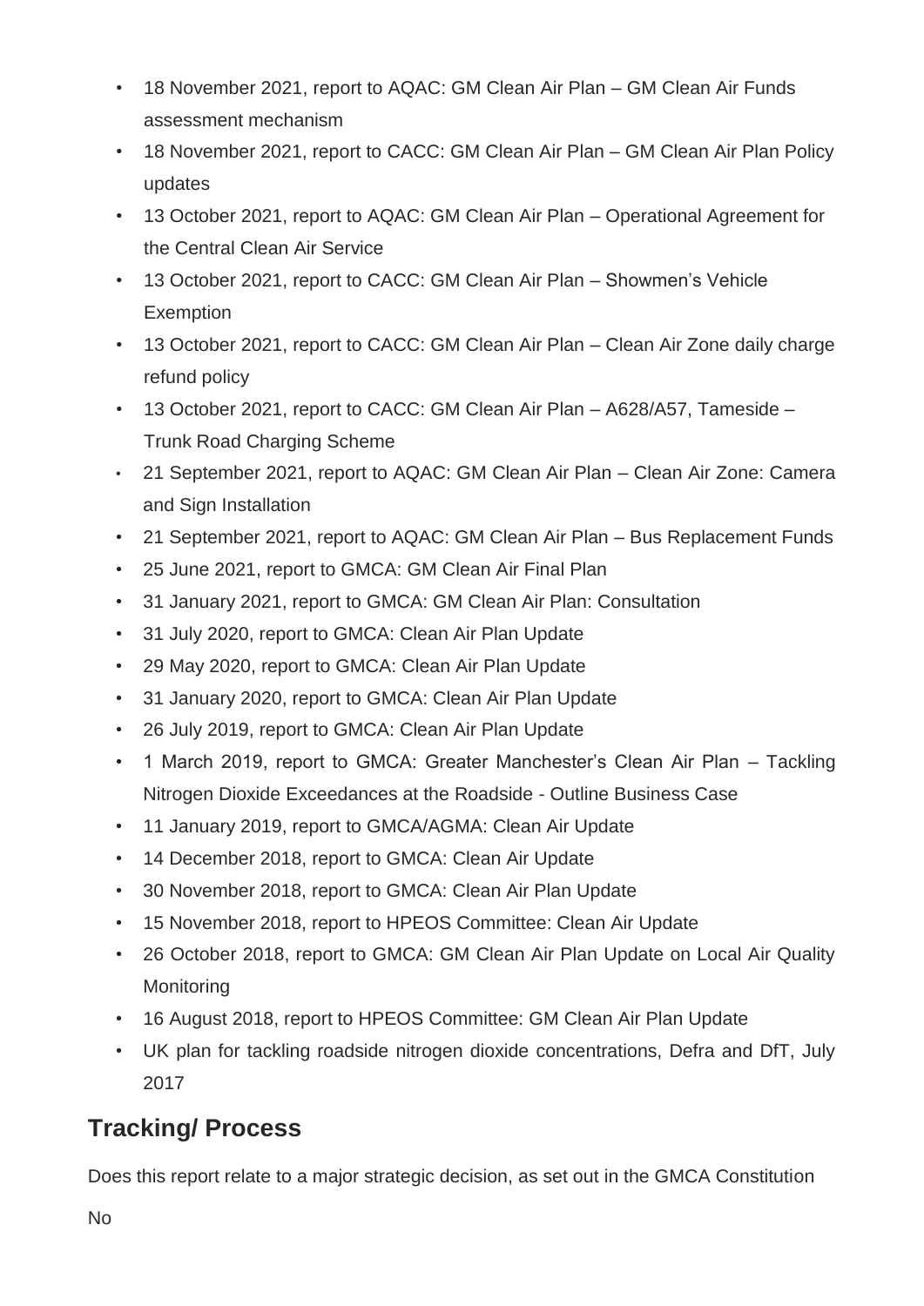- 18 November 2021, report to AQAC: GM Clean Air Plan – GM Clean Air Funds assessment mechanism
- 18 November 2021, report to CACC: GM Clean Air Plan – GM Clean Air Plan Policy updates
- 13 October 2021, report to AQAC: GM Clean Air Plan – Operational Agreement for the Central Clean Air Service
- 13 October 2021, report to CACC: GM Clean Air Plan – Showmen's Vehicle Exemption
- 13 October 2021, report to CACC: GM Clean Air Plan – Clean Air Zone daily charge refund policy
- 13 October 2021, report to CACC: GM Clean Air Plan – A628/A57, Tameside – Trunk Road Charging Scheme
- 21 September 2021, report to AQAC: GM Clean Air Plan – Clean Air Zone: Camera and Sign Installation
- 21 September 2021, report to AQAC: GM Clean Air Plan – Bus Replacement Funds
- 25 June 2021, report to GMCA: GM Clean Air Final Plan
- 31 January 2021, report to GMCA: GM Clean Air Plan: Consultation
- 31 July 2020, report to GMCA: Clean Air Plan Update
- 29 May 2020, report to GMCA: Clean Air Plan Update
- 31 January 2020, report to GMCA: Clean Air Plan Update
- 26 July 2019, report to GMCA: Clean Air Plan Update
- 1 March 2019, report to GMCA: Greater Manchester's Clean Air Plan – Tackling Nitrogen Dioxide Exceedances at the Roadside - Outline Business Case
- 11 January 2019, report to GMCA/AGMA: Clean Air Update
- 14 December 2018, report to GMCA: Clean Air Update
- 30 November 2018, report to GMCA: Clean Air Plan Update
- 15 November 2018, report to HPEOS Committee: Clean Air Update
- 26 October 2018, report to GMCA: GM Clean Air Plan Update on Local Air Quality Monitoring
- 16 August 2018, report to HPEOS Committee: GM Clean Air Plan Update
- UK plan for tackling roadside nitrogen dioxide concentrations, Defra and DfT, July 2017

## Tracking/ Process

Does this report relate to a major strategic decision, as set out in the GMCA Constitution

No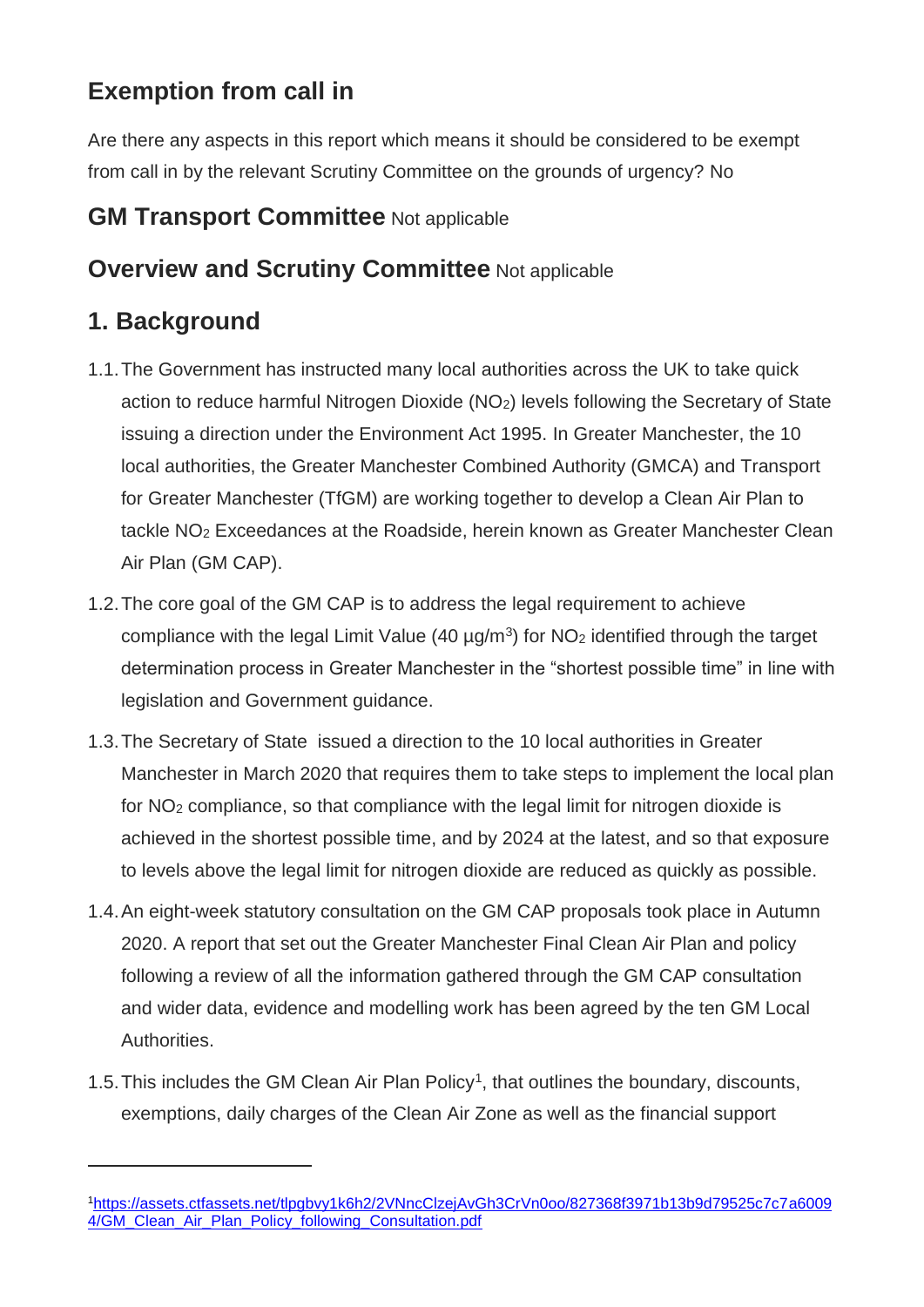## Exemption from call in

Are there any aspects in this report which means it should be considered to be exempt from call in by the relevant Scrutiny Committee on the grounds of urgency? No

## GM Transport Committee Not applicable

## Overview and Scrutiny Committee Not applicable

## 1. Background

1.1. The Government has instructed many local authorities across the UK to take quick action to reduce harmful Nitrogen Dioxide ($NO_2$) levels following the Secretary of State issuing a direction under the Environment Act 1995. In Greater Manchester, the 10 local authorities, the Greater Manchester Combined Authority (GMCA) and Transport for Greater Manchester (TfGM) are working together to develop a Clean Air Plan to tackle $NO_2$ Exceedances at the Roadside, herein known as Greater Manchester Clean Air Plan (GM CAP).

1.2. The core goal of the GM CAP is to address the legal requirement to achieve compliance with the legal Limit Value (40 µg/m$^3$) for $NO_2$ identified through the target determination process in Greater Manchester in the "shortest possible time" in line with legislation and Government guidance.

1.3. The Secretary of State issued a direction to the 10 local authorities in Greater Manchester in March 2020 that requires them to take steps to implement the local plan for $NO_2$ compliance, so that compliance with the legal limit for nitrogen dioxide is achieved in the shortest possible time, and by 2024 at the latest, and so that exposure to levels above the legal limit for nitrogen dioxide are reduced as quickly as possible.

1.4. An eight-week statutory consultation on the GM CAP proposals took place in Autumn 2020. A report that set out the Greater Manchester Final Clean Air Plan and policy following a review of all the information gathered through the GM CAP consultation and wider data, evidence and modelling work has been agreed by the ten GM Local Authorities.

1.5. This includes the GM Clean Air Plan Policy[1], that outlines the boundary, discounts, exemptions, daily charges of the Clean Air Zone as well as the financial support

---

[1] https://assets.ctfassets.net/tlpgbvy1k6h2/2VNncClzejAvGh3CrVn0oo/827368f3971b13b9d79525c7c7a60094/GM_Clean_Air_Plan_Policy_following_Consultation.pdf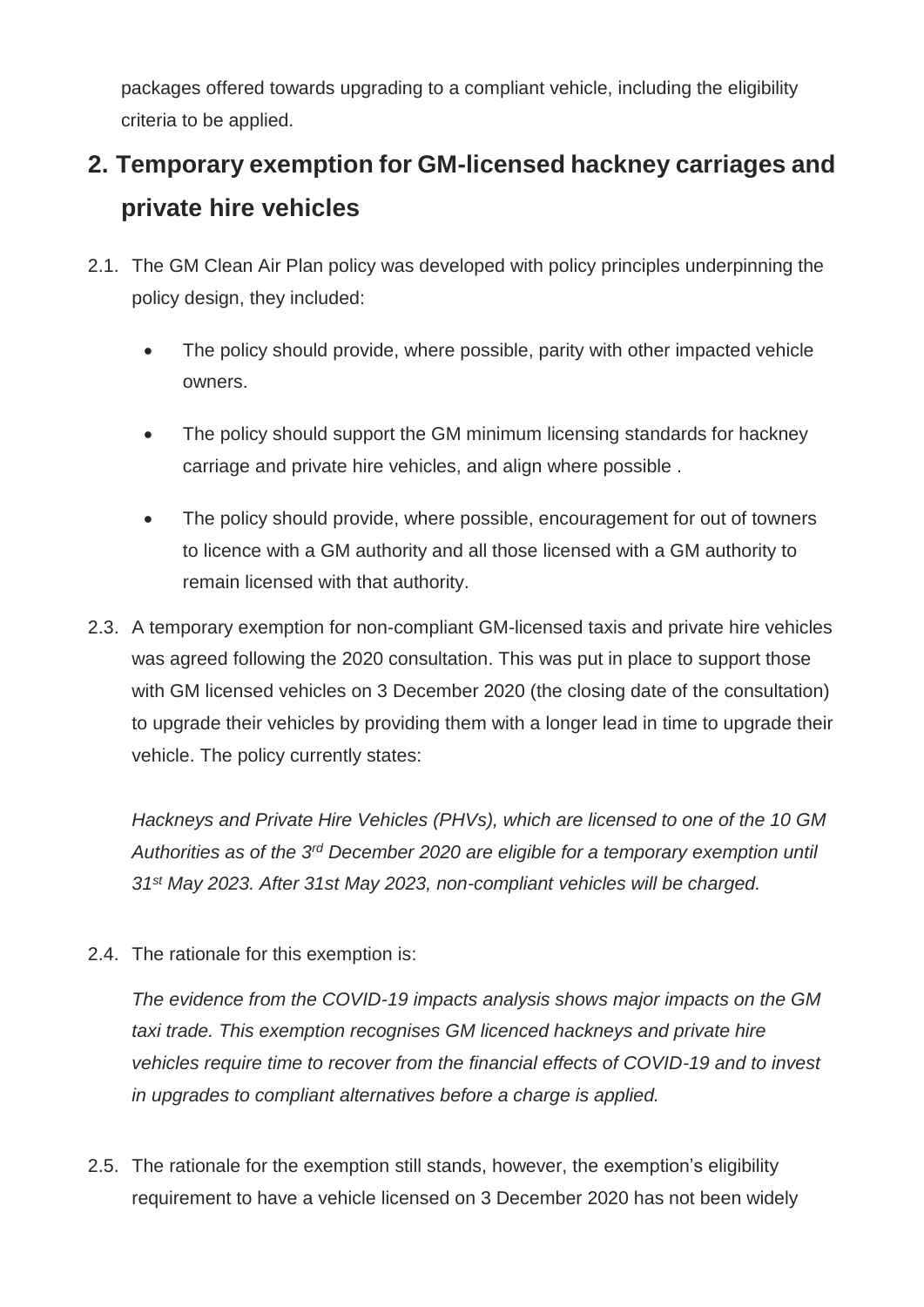packages offered towards upgrading to a compliant vehicle, including the eligibility criteria to be applied.

## 2. Temporary exemption for GM-licensed hackney carriages and private hire vehicles

2.1. The GM Clean Air Plan policy was developed with policy principles underpinning the policy design, they included:

- The policy should provide, where possible, parity with other impacted vehicle owners.
- The policy should support the GM minimum licensing standards for hackney carriage and private hire vehicles, and align where possible .
- The policy should provide, where possible, encouragement for out of towners to licence with a GM authority and all those licensed with a GM authority to remain licensed with that authority.

2.3. A temporary exemption for non-compliant GM-licensed taxis and private hire vehicles was agreed following the 2020 consultation. This was put in place to support those with GM licensed vehicles on 3 December 2020 (the closing date of the consultation) to upgrade their vehicles by providing them with a longer lead in time to upgrade their vehicle. The policy currently states:

*Hackneys and Private Hire Vehicles (PHVs), which are licensed to one of the 10 GM Authorities as of the 3rd December 2020 are eligible for a temporary exemption until 31st May 2023. After 31st May 2023, non-compliant vehicles will be charged.*

2.4. The rationale for this exemption is:

*The evidence from the COVID-19 impacts analysis shows major impacts on the GM taxi trade. This exemption recognises GM licenced hackneys and private hire vehicles require time to recover from the financial effects of COVID-19 and to invest in upgrades to compliant alternatives before a charge is applied.*

2.5. The rationale for the exemption still stands, however, the exemption's eligibility requirement to have a vehicle licensed on 3 December 2020 has not been widely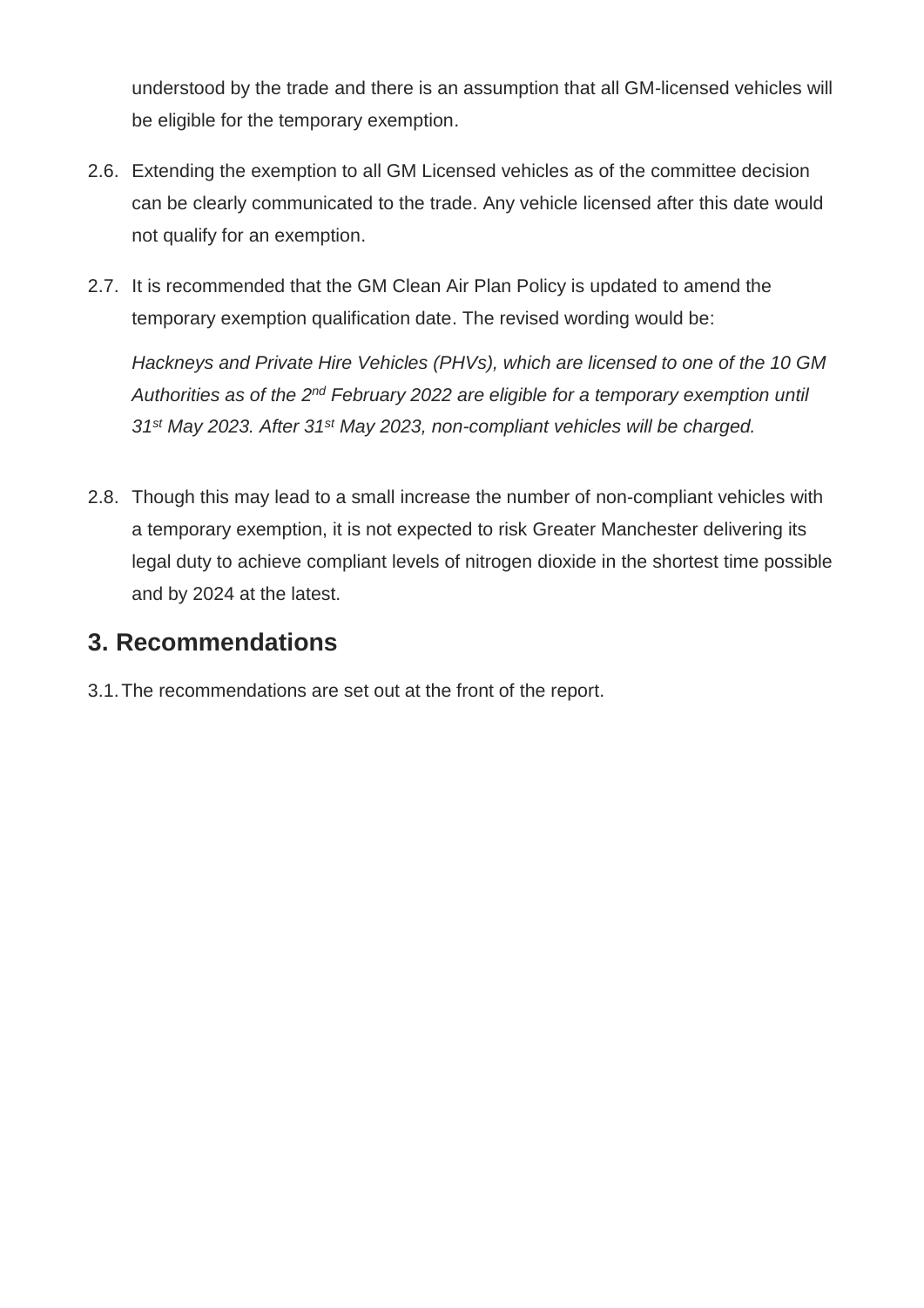understood by the trade and there is an assumption that all GM-licensed vehicles will be eligible for the temporary exemption.

2.6. Extending the exemption to all GM Licensed vehicles as of the committee decision can be clearly communicated to the trade. Any vehicle licensed after this date would not qualify for an exemption.

2.7. It is recommended that the GM Clean Air Plan Policy is updated to amend the temporary exemption qualification date. The revised wording would be:

*Hackneys and Private Hire Vehicles (PHVs), which are licensed to one of the 10 GM Authorities as of the 2nd February 2022 are eligible for a temporary exemption until 31st May 2023. After 31st May 2023, non-compliant vehicles will be charged.*

2.8. Though this may lead to a small increase the number of non-compliant vehicles with a temporary exemption, it is not expected to risk Greater Manchester delivering its legal duty to achieve compliant levels of nitrogen dioxide in the shortest time possible and by 2024 at the latest.

## 3. Recommendations

3.1. The recommendations are set out at the front of the report.